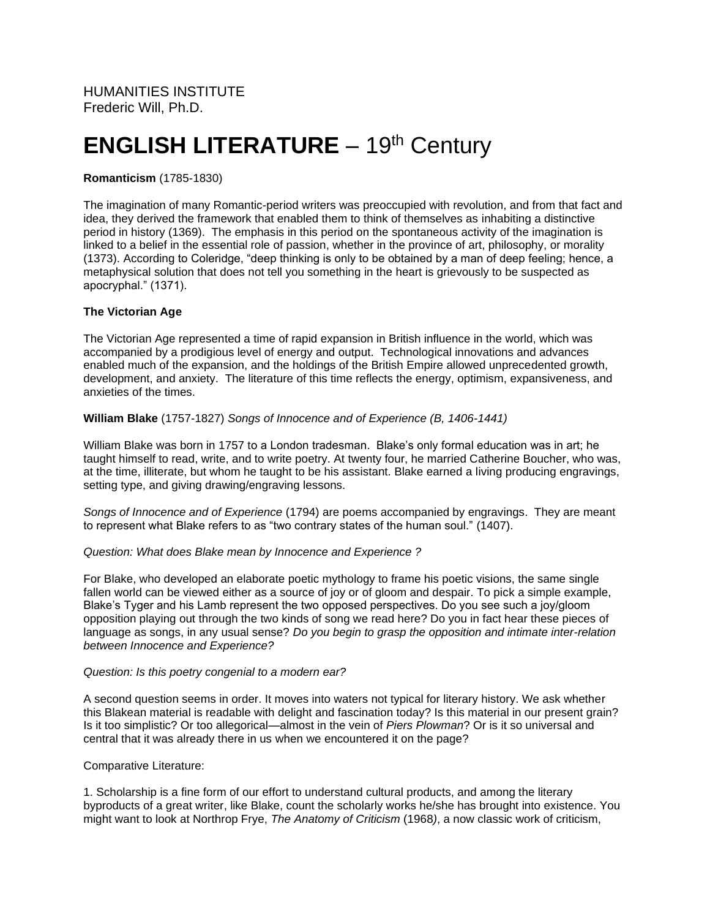HUMANITIES INSTITUTE
Frederic Will, Ph.D.

# **ENGLISH LITERATURE** – 19th Century

**Romanticism** (1785-1830)

The imagination of many Romantic-period writers was preoccupied with revolution, and from that fact and idea, they derived the framework that enabled them to think of themselves as inhabiting a distinctive period in history (1369). The emphasis in this period on the spontaneous activity of the imagination is linked to a belief in the essential role of passion, whether in the province of art, philosophy, or morality (1373). According to Coleridge, "deep thinking is only to be obtained by a man of deep feeling; hence, a metaphysical solution that does not tell you something in the heart is grievously to be suspected as apocryphal." (1371).

**The Victorian Age**

The Victorian Age represented a time of rapid expansion in British influence in the world, which was accompanied by a prodigious level of energy and output. Technological innovations and advances enabled much of the expansion, and the holdings of the British Empire allowed unprecedented growth, development, and anxiety. The literature of this time reflects the energy, optimism, expansiveness, and anxieties of the times.

**William Blake** (1757-1827) *Songs of Innocence and of Experience (B, 1406-1441)*

William Blake was born in 1757 to a London tradesman. Blake's only formal education was in art; he taught himself to read, write, and to write poetry. At twenty four, he married Catherine Boucher, who was, at the time, illiterate, but whom he taught to be his assistant. Blake earned a living producing engravings, setting type, and giving drawing/engraving lessons.

*Songs of Innocence and of Experience* (1794) are poems accompanied by engravings. They are meant to represent what Blake refers to as "two contrary states of the human soul." (1407).

*Question: What does Blake mean by Innocence and Experience ?*

For Blake, who developed an elaborate poetic mythology to frame his poetic visions, the same single fallen world can be viewed either as a source of joy or of gloom and despair. To pick a simple example, Blake's Tyger and his Lamb represent the two opposed perspectives. Do you see such a joy/gloom opposition playing out through the two kinds of song we read here? Do you in fact hear these pieces of language as songs, in any usual sense? *Do you begin to grasp the opposition and intimate inter-relation between Innocence and Experience?*

*Question: Is this poetry congenial to a modern ear?*

A second question seems in order. It moves into waters not typical for literary history. We ask whether this Blakean material is readable with delight and fascination today? Is this material in our present grain? Is it too simplistic? Or too allegorical—almost in the vein of *Piers Plowman*? Or is it so universal and central that it was already there in us when we encountered it on the page?

Comparative Literature:

1. Scholarship is a fine form of our effort to understand cultural products, and among the literary byproducts of a great writer, like Blake, count the scholarly works he/she has brought into existence. You might want to look at Northrop Frye, *The Anatomy of Criticism* (1968*)*, a now classic work of criticism,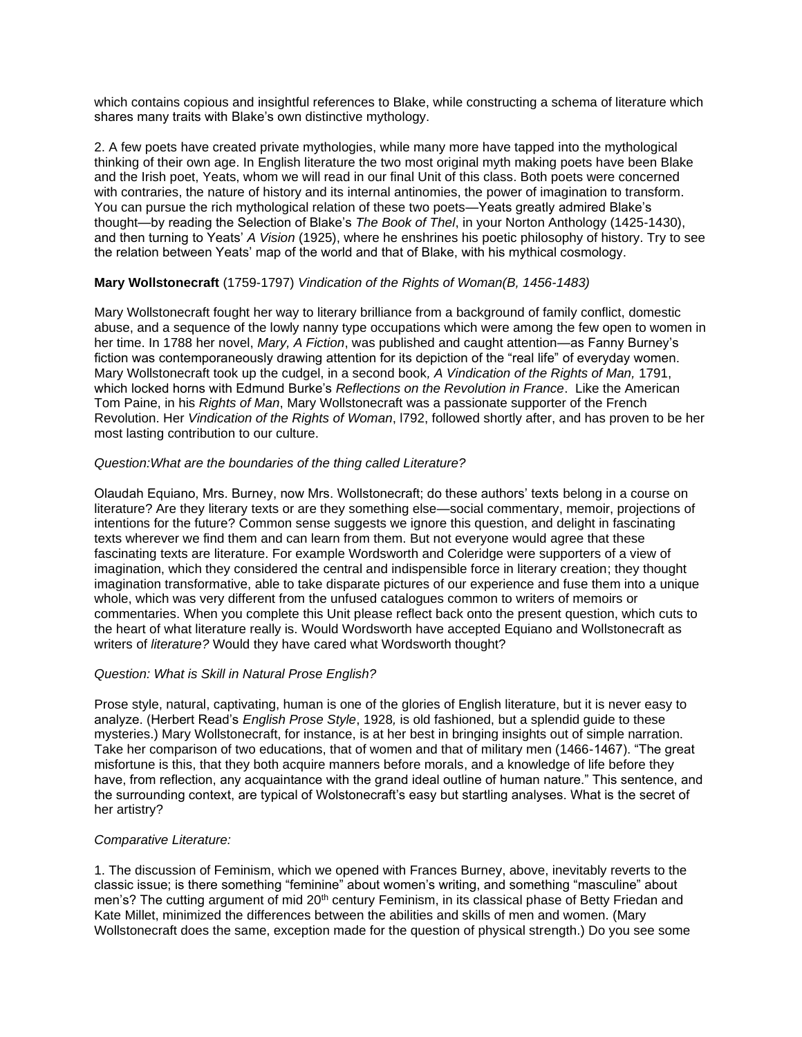which contains copious and insightful references to Blake, while constructing a schema of literature which shares many traits with Blake's own distinctive mythology.

2. A few poets have created private mythologies, while many more have tapped into the mythological thinking of their own age. In English literature the two most original myth making poets have been Blake and the Irish poet, Yeats, whom we will read in our final Unit of this class. Both poets were concerned with contraries, the nature of history and its internal antinomies, the power of imagination to transform. You can pursue the rich mythological relation of these two poets—Yeats greatly admired Blake's thought—by reading the Selection of Blake's *The Book of Thel*, in your Norton Anthology (1425-1430), and then turning to Yeats' *A Vision* (1925), where he enshrines his poetic philosophy of history. Try to see the relation between Yeats' map of the world and that of Blake, with his mythical cosmology.

**Mary Wollstonecraft** (1759-1797) *Vindication of the Rights of Woman(B, 1456-1483)*

Mary Wollstonecraft fought her way to literary brilliance from a background of family conflict, domestic abuse, and a sequence of the lowly nanny type occupations which were among the few open to women in her time. In 1788 her novel, *Mary, A Fiction*, was published and caught attention—as Fanny Burney's fiction was contemporaneously drawing attention for its depiction of the "real life" of everyday women. Mary Wollstonecraft took up the cudgel, in a second book, *A Vindication of the Rights of Man,* 1791, which locked horns with Edmund Burke's *Reflections on the Revolution in France*. Like the American Tom Paine, in his *Rights of Man*, Mary Wollstonecraft was a passionate supporter of the French Revolution. Her *Vindication of the Rights of Woman*, l792, followed shortly after, and has proven to be her most lasting contribution to our culture.

*Question:What are the boundaries of the thing called Literature?*

Olaudah Equiano, Mrs. Burney, now Mrs. Wollstonecraft; do these authors' texts belong in a course on literature? Are they literary texts or are they something else—social commentary, memoir, projections of intentions for the future? Common sense suggests we ignore this question, and delight in fascinating texts wherever we find them and can learn from them. But not everyone would agree that these fascinating texts are literature. For example Wordsworth and Coleridge were supporters of a view of imagination, which they considered the central and indispensible force in literary creation; they thought imagination transformative, able to take disparate pictures of our experience and fuse them into a unique whole, which was very different from the unfused catalogues common to writers of memoirs or commentaries. When you complete this Unit please reflect back onto the present question, which cuts to the heart of what literature really is. Would Wordsworth have accepted Equiano and Wollstonecraft as writers of *literature?* Would they have cared what Wordsworth thought?

*Question: What is Skill in Natural Prose English?*

Prose style, natural, captivating, human is one of the glories of English literature, but it is never easy to analyze. (Herbert Read's *English Prose Style*, 1928*,* is old fashioned, but a splendid guide to these mysteries.) Mary Wollstonecraft, for instance, is at her best in bringing insights out of simple narration. Take her comparison of two educations, that of women and that of military men (1466-1467). "The great misfortune is this, that they both acquire manners before morals, and a knowledge of life before they have, from reflection, any acquaintance with the grand ideal outline of human nature." This sentence, and the surrounding context, are typical of Wolstonecraft's easy but startling analyses. What is the secret of her artistry?

*Comparative Literature:*

1. The discussion of Feminism, which we opened with Frances Burney, above, inevitably reverts to the classic issue; is there something "feminine" about women's writing, and something "masculine" about men's? The cutting argument of mid 20th century Feminism, in its classical phase of Betty Friedan and Kate Millet, minimized the differences between the abilities and skills of men and women. (Mary Wollstonecraft does the same, exception made for the question of physical strength.) Do you see some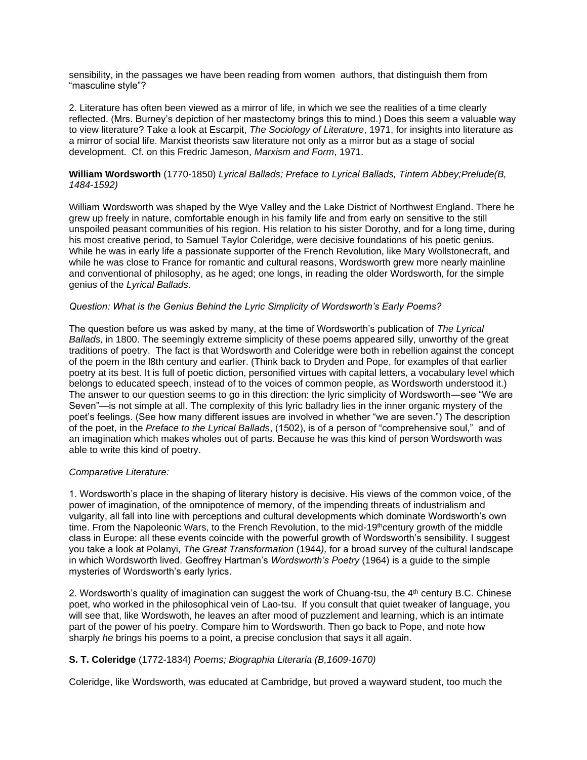sensibility, in the passages we have been reading from women authors, that distinguish them from "masculine style"?

2. Literature has often been viewed as a mirror of life, in which we see the realities of a time clearly reflected. (Mrs. Burney's depiction of her mastectomy brings this to mind.) Does this seem a valuable way to view literature? Take a look at Escarpit, *The Sociology of Literature*, 1971, for insights into literature as a mirror of social life. Marxist theorists saw literature not only as a mirror but as a stage of social development. Cf. on this Fredric Jameson, *Marxism and Form*, 1971.

**William Wordsworth** (1770-1850) *Lyrical Ballads; Preface to Lyrical Ballads, Tintern Abbey;Prelude(B, 1484-1592)*

William Wordsworth was shaped by the Wye Valley and the Lake District of Northwest England. There he grew up freely in nature, comfortable enough in his family life and from early on sensitive to the still unspoiled peasant communities of his region. His relation to his sister Dorothy, and for a long time, during his most creative period, to Samuel Taylor Coleridge, were decisive foundations of his poetic genius. While he was in early life a passionate supporter of the French Revolution, like Mary Wollstonecraft, and while he was close to France for romantic and cultural reasons, Wordsworth grew more nearly mainline and conventional of philosophy, as he aged; one longs, in reading the older Wordsworth, for the simple genius of the *Lyrical Ballads*.

*Question: What is the Genius Behind the Lyric Simplicity of Wordsworth's Early Poems?*

The question before us was asked by many, at the time of Wordsworth's publication of *The Lyrical Ballads,* in 1800. The seemingly extreme simplicity of these poems appeared silly, unworthy of the great traditions of poetry. The fact is that Wordsworth and Coleridge were both in rebellion against the concept of the poem in the l8th century and earlier. (Think back to Dryden and Pope, for examples of that earlier poetry at its best. It is full of poetic diction, personified virtues with capital letters, a vocabulary level which belongs to educated speech, instead of to the voices of common people, as Wordsworth understood it.) The answer to our question seems to go in this direction: the lyric simplicity of Wordsworth—see "We are Seven"—is not simple at all. The complexity of this lyric balladry lies in the inner organic mystery of the poet's feelings. (See how many different issues are involved in whether "we are seven.") The description of the poet, in the *Preface to the Lyrical Ballads*, (1502), is of a person of "comprehensive soul," and of an imagination which makes wholes out of parts. Because he was this kind of person Wordsworth was able to write this kind of poetry.

*Comparative Literature:*

1. Wordsworth's place in the shaping of literary history is decisive. His views of the common voice, of the power of imagination, of the omnipotence of memory, of the impending threats of industrialism and vulgarity, all fall into line with perceptions and cultural developments which dominate Wordsworth's own time. From the Napoleonic Wars, to the French Revolution, to the mid-19th century growth of the middle class in Europe: all these events coincide with the powerful growth of Wordsworth's sensibility. I suggest you take a look at Polanyi, *The Great Transformation* (1944*),* for a broad survey of the cultural landscape in which Wordsworth lived. Geoffrey Hartman's *Wordsworth's Poetry* (1964) is a guide to the simple mysteries of Wordsworth's early lyrics.

2. Wordsworth's quality of imagination can suggest the work of Chuang-tsu, the 4th century B.C. Chinese poet, who worked in the philosophical vein of Lao-tsu. If you consult that quiet tweaker of language, you will see that, like Wordswoth, he leaves an after mood of puzzlement and learning, which is an intimate part of the power of his poetry. Compare him to Wordsworth. Then go back to Pope, and note how sharply *he* brings his poems to a point, a precise conclusion that says it all again.

**S. T. Coleridge** (1772-1834) *Poems; Biographia Literaria (B,1609-1670)*

Coleridge, like Wordsworth, was educated at Cambridge, but proved a wayward student, too much the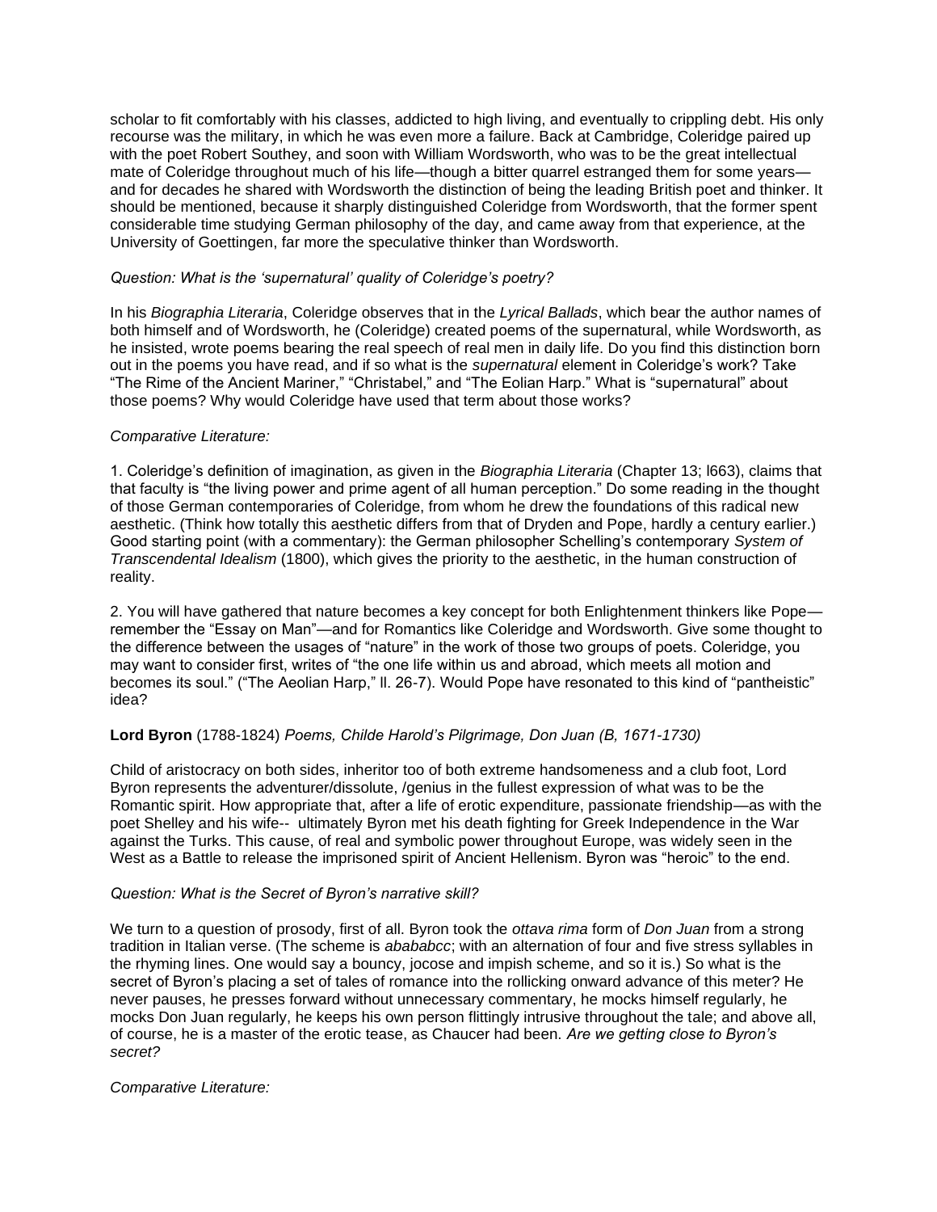scholar to fit comfortably with his classes, addicted to high living, and eventually to crippling debt. His only recourse was the military, in which he was even more a failure. Back at Cambridge, Coleridge paired up with the poet Robert Southey, and soon with William Wordsworth, who was to be the great intellectual mate of Coleridge throughout much of his life—though a bitter quarrel estranged them for some years—and for decades he shared with Wordsworth the distinction of being the leading British poet and thinker. It should be mentioned, because it sharply distinguished Coleridge from Wordsworth, that the former spent considerable time studying German philosophy of the day, and came away from that experience, at the University of Goettingen, far more the speculative thinker than Wordsworth.

*Question: What is the 'supernatural' quality of Coleridge's poetry?*

In his *Biographia Literaria*, Coleridge observes that in the *Lyrical Ballads*, which bear the author names of both himself and of Wordsworth, he (Coleridge) created poems of the supernatural, while Wordsworth, as he insisted, wrote poems bearing the real speech of real men in daily life. Do you find this distinction born out in the poems you have read, and if so what is the *supernatural* element in Coleridge's work? Take "The Rime of the Ancient Mariner," "Christabel," and "The Eolian Harp." What is "supernatural" about those poems? Why would Coleridge have used that term about those works?

*Comparative Literature:*

1. Coleridge's definition of imagination, as given in the *Biographia Literaria* (Chapter 13; l663), claims that that faculty is "the living power and prime agent of all human perception." Do some reading in the thought of those German contemporaries of Coleridge, from whom he drew the foundations of this radical new aesthetic. (Think how totally this aesthetic differs from that of Dryden and Pope, hardly a century earlier.) Good starting point (with a commentary): the German philosopher Schelling's contemporary *System of Transcendental Idealism* (1800), which gives the priority to the aesthetic, in the human construction of reality.

2. You will have gathered that nature becomes a key concept for both Enlightenment thinkers like Pope—remember the "Essay on Man"—and for Romantics like Coleridge and Wordsworth. Give some thought to the difference between the usages of "nature" in the work of those two groups of poets. Coleridge, you may want to consider first, writes of "the one life within us and abroad, which meets all motion and becomes its soul." ("The Aeolian Harp," ll. 26-7). Would Pope have resonated to this kind of "pantheistic" idea?

**Lord Byron** (1788-1824) *Poems, Childe Harold's Pilgrimage, Don Juan (B, 1671-1730)*

Child of aristocracy on both sides, inheritor too of both extreme handsomeness and a club foot, Lord Byron represents the adventurer/dissolute, /genius in the fullest expression of what was to be the Romantic spirit. How appropriate that, after a life of erotic expenditure, passionate friendship—as with the poet Shelley and his wife-- ultimately Byron met his death fighting for Greek Independence in the War against the Turks. This cause, of real and symbolic power throughout Europe, was widely seen in the West as a Battle to release the imprisoned spirit of Ancient Hellenism. Byron was "heroic" to the end.

*Question: What is the Secret of Byron's narrative skill?*

We turn to a question of prosody, first of all. Byron took the *ottava rima* form of *Don Juan* from a strong tradition in Italian verse. (The scheme is *abababcc*; with an alternation of four and five stress syllables in the rhyming lines. One would say a bouncy, jocose and impish scheme, and so it is.) So what is the secret of Byron's placing a set of tales of romance into the rollicking onward advance of this meter? He never pauses, he presses forward without unnecessary commentary, he mocks himself regularly, he mocks Don Juan regularly, he keeps his own person flittingly intrusive throughout the tale; and above all, of course, he is a master of the erotic tease, as Chaucer had been. *Are we getting close to Byron's secret?*

*Comparative Literature:*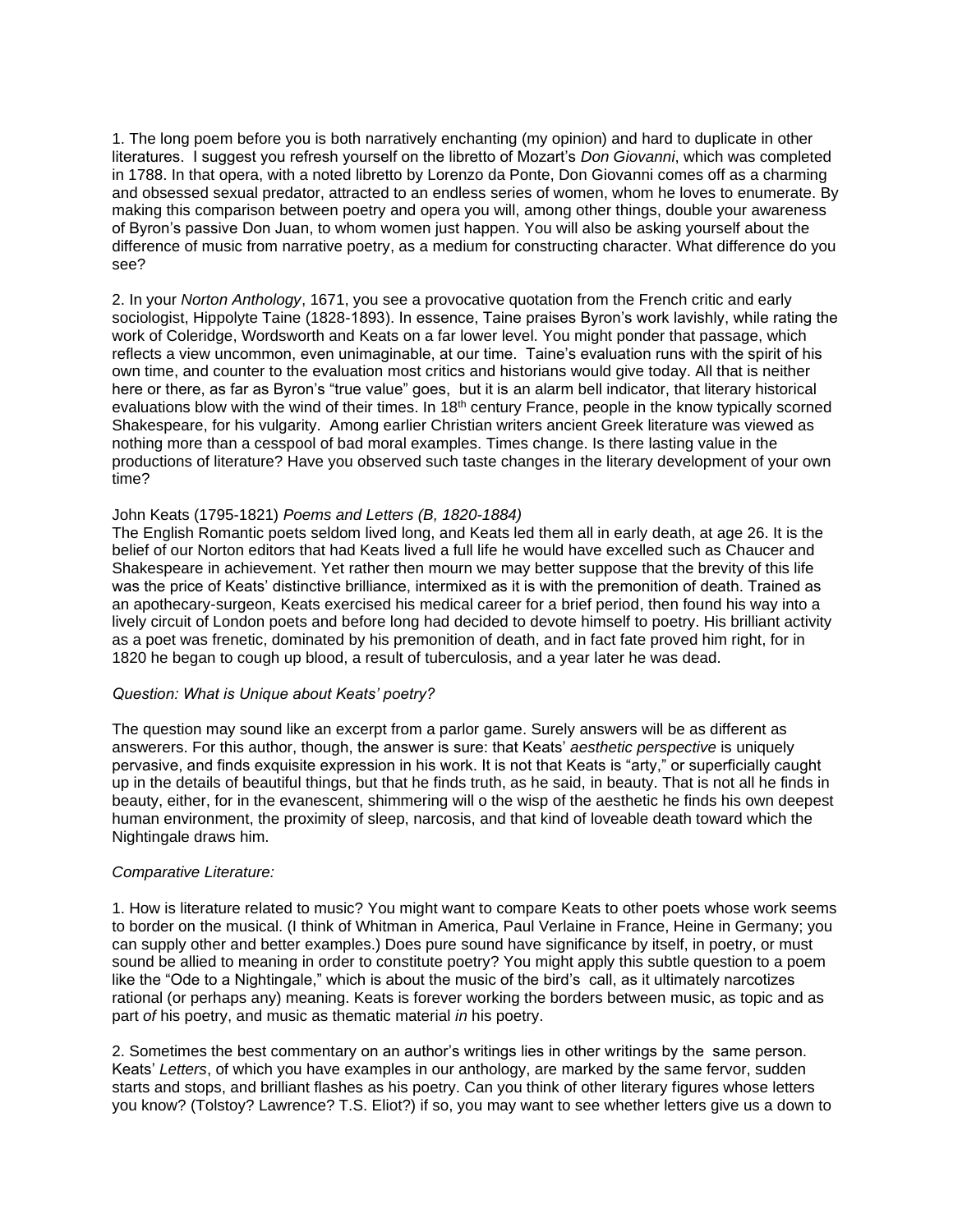1. The long poem before you is both narratively enchanting (my opinion) and hard to duplicate in other literatures. I suggest you refresh yourself on the libretto of Mozart's *Don Giovanni*, which was completed in 1788. In that opera, with a noted libretto by Lorenzo da Ponte, Don Giovanni comes off as a charming and obsessed sexual predator, attracted to an endless series of women, whom he loves to enumerate. By making this comparison between poetry and opera you will, among other things, double your awareness of Byron's passive Don Juan, to whom women just happen. You will also be asking yourself about the difference of music from narrative poetry, as a medium for constructing character. What difference do you see?

2. In your *Norton Anthology*, 1671, you see a provocative quotation from the French critic and early sociologist, Hippolyte Taine (1828-1893). In essence, Taine praises Byron's work lavishly, while rating the work of Coleridge, Wordsworth and Keats on a far lower level. You might ponder that passage, which reflects a view uncommon, even unimaginable, at our time. Taine's evaluation runs with the spirit of his own time, and counter to the evaluation most critics and historians would give today. All that is neither here or there, as far as Byron's "true value" goes, but it is an alarm bell indicator, that literary historical evaluations blow with the wind of their times. In 18th century France, people in the know typically scorned Shakespeare, for his vulgarity. Among earlier Christian writers ancient Greek literature was viewed as nothing more than a cesspool of bad moral examples. Times change. Is there lasting value in the productions of literature? Have you observed such taste changes in the literary development of your own time?

John Keats (1795-1821) *Poems and Letters (B, 1820-1884)*

The English Romantic poets seldom lived long, and Keats led them all in early death, at age 26. It is the belief of our Norton editors that had Keats lived a full life he would have excelled such as Chaucer and Shakespeare in achievement. Yet rather then mourn we may better suppose that the brevity of this life was the price of Keats' distinctive brilliance, intermixed as it is with the premonition of death. Trained as an apothecary-surgeon, Keats exercised his medical career for a brief period, then found his way into a lively circuit of London poets and before long had decided to devote himself to poetry. His brilliant activity as a poet was frenetic, dominated by his premonition of death, and in fact fate proved him right, for in 1820 he began to cough up blood, a result of tuberculosis, and a year later he was dead.

*Question: What is Unique about Keats' poetry?*

The question may sound like an excerpt from a parlor game. Surely answers will be as different as answerers. For this author, though, the answer is sure: that Keats' *aesthetic perspective* is uniquely pervasive, and finds exquisite expression in his work. It is not that Keats is "arty," or superficially caught up in the details of beautiful things, but that he finds truth, as he said, in beauty. That is not all he finds in beauty, either, for in the evanescent, shimmering will o the wisp of the aesthetic he finds his own deepest human environment, the proximity of sleep, narcosis, and that kind of loveable death toward which the Nightingale draws him.

*Comparative Literature:*

1. How is literature related to music? You might want to compare Keats to other poets whose work seems to border on the musical. (I think of Whitman in America, Paul Verlaine in France, Heine in Germany; you can supply other and better examples.) Does pure sound have significance by itself, in poetry, or must sound be allied to meaning in order to constitute poetry? You might apply this subtle question to a poem like the "Ode to a Nightingale," which is about the music of the bird's call, as it ultimately narcotizes rational (or perhaps any) meaning. Keats is forever working the borders between music, as topic and as part *of* his poetry, and music as thematic material *in* his poetry.

2. Sometimes the best commentary on an author's writings lies in other writings by the same person. Keats' *Letters*, of which you have examples in our anthology, are marked by the same fervor, sudden starts and stops, and brilliant flashes as his poetry. Can you think of other literary figures whose letters you know? (Tolstoy? Lawrence? T.S. Eliot?) if so, you may want to see whether letters give us a down to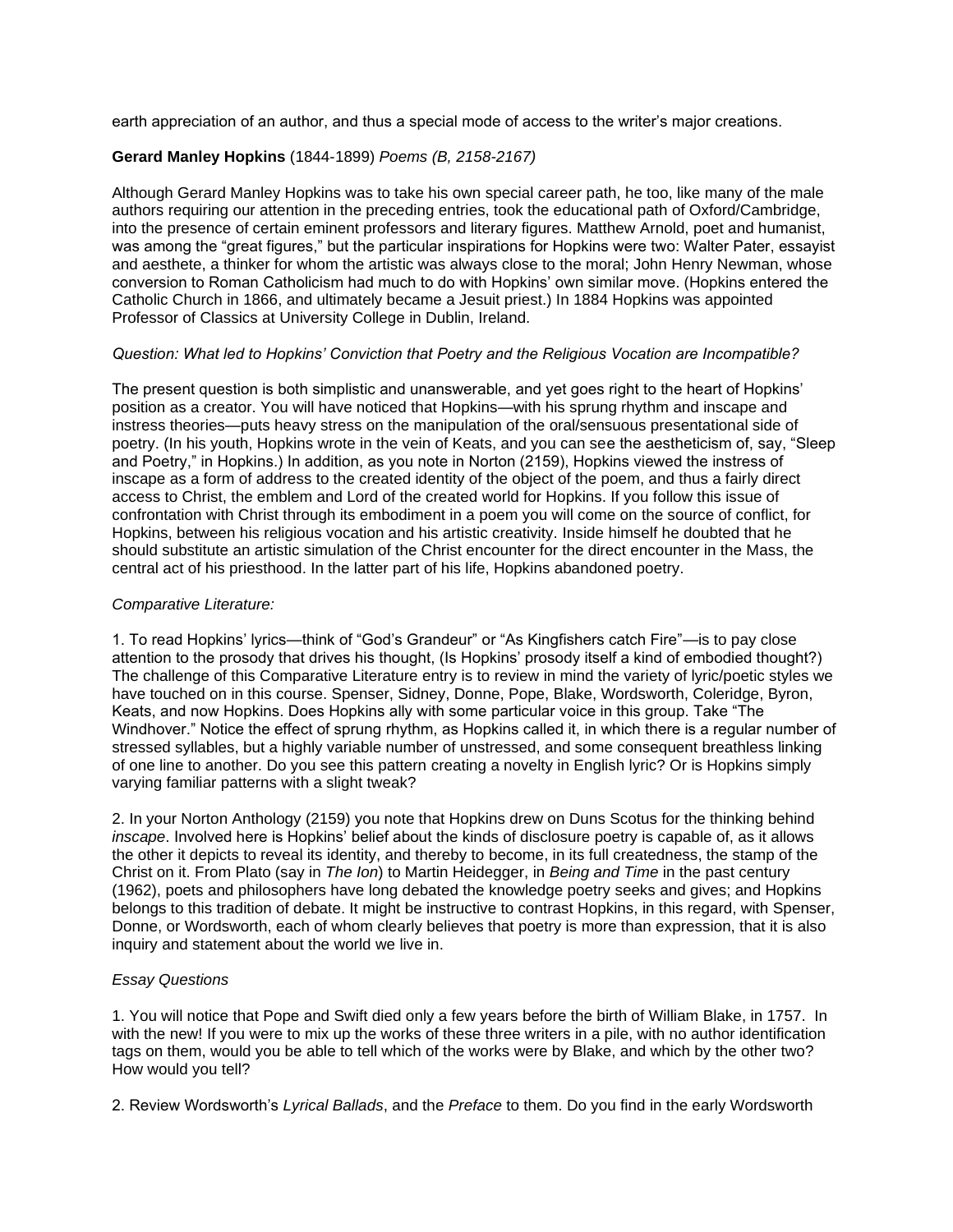earth appreciation of an author, and thus a special mode of access to the writer's major creations.

**Gerard Manley Hopkins** (1844-1899) *Poems (B, 2158-2167)*

Although Gerard Manley Hopkins was to take his own special career path, he too, like many of the male authors requiring our attention in the preceding entries, took the educational path of Oxford/Cambridge, into the presence of certain eminent professors and literary figures. Matthew Arnold, poet and humanist, was among the "great figures," but the particular inspirations for Hopkins were two: Walter Pater, essayist and aesthete, a thinker for whom the artistic was always close to the moral; John Henry Newman, whose conversion to Roman Catholicism had much to do with Hopkins' own similar move. (Hopkins entered the Catholic Church in 1866, and ultimately became a Jesuit priest.) In 1884 Hopkins was appointed Professor of Classics at University College in Dublin, Ireland.

*Question: What led to Hopkins' Conviction that Poetry and the Religious Vocation are Incompatible?*

The present question is both simplistic and unanswerable, and yet goes right to the heart of Hopkins' position as a creator. You will have noticed that Hopkins—with his sprung rhythm and inscape and instress theories—puts heavy stress on the manipulation of the oral/sensuous presentational side of poetry. (In his youth, Hopkins wrote in the vein of Keats, and you can see the aestheticism of, say, "Sleep and Poetry," in Hopkins.) In addition, as you note in Norton (2159), Hopkins viewed the instress of inscape as a form of address to the created identity of the object of the poem, and thus a fairly direct access to Christ, the emblem and Lord of the created world for Hopkins. If you follow this issue of confrontation with Christ through its embodiment in a poem you will come on the source of conflict, for Hopkins, between his religious vocation and his artistic creativity. Inside himself he doubted that he should substitute an artistic simulation of the Christ encounter for the direct encounter in the Mass, the central act of his priesthood. In the latter part of his life, Hopkins abandoned poetry.

*Comparative Literature:*

1. To read Hopkins' lyrics—think of "God's Grandeur" or "As Kingfishers catch Fire"—is to pay close attention to the prosody that drives his thought, (Is Hopkins' prosody itself a kind of embodied thought?) The challenge of this Comparative Literature entry is to review in mind the variety of lyric/poetic styles we have touched on in this course. Spenser, Sidney, Donne, Pope, Blake, Wordsworth, Coleridge, Byron, Keats, and now Hopkins. Does Hopkins ally with some particular voice in this group. Take "The Windhover." Notice the effect of sprung rhythm, as Hopkins called it, in which there is a regular number of stressed syllables, but a highly variable number of unstressed, and some consequent breathless linking of one line to another. Do you see this pattern creating a novelty in English lyric? Or is Hopkins simply varying familiar patterns with a slight tweak?

2. In your Norton Anthology (2159) you note that Hopkins drew on Duns Scotus for the thinking behind *inscape*. Involved here is Hopkins' belief about the kinds of disclosure poetry is capable of, as it allows the other it depicts to reveal its identity, and thereby to become, in its full createdness, the stamp of the Christ on it. From Plato (say in *The Ion*) to Martin Heidegger, in *Being and Time* in the past century (1962), poets and philosophers have long debated the knowledge poetry seeks and gives; and Hopkins belongs to this tradition of debate. It might be instructive to contrast Hopkins, in this regard, with Spenser, Donne, or Wordsworth, each of whom clearly believes that poetry is more than expression, that it is also inquiry and statement about the world we live in.

*Essay Questions*

1. You will notice that Pope and Swift died only a few years before the birth of William Blake, in 1757. In with the new! If you were to mix up the works of these three writers in a pile, with no author identification tags on them, would you be able to tell which of the works were by Blake, and which by the other two? How would you tell?

2. Review Wordsworth's *Lyrical Ballads*, and the *Preface* to them. Do you find in the early Wordsworth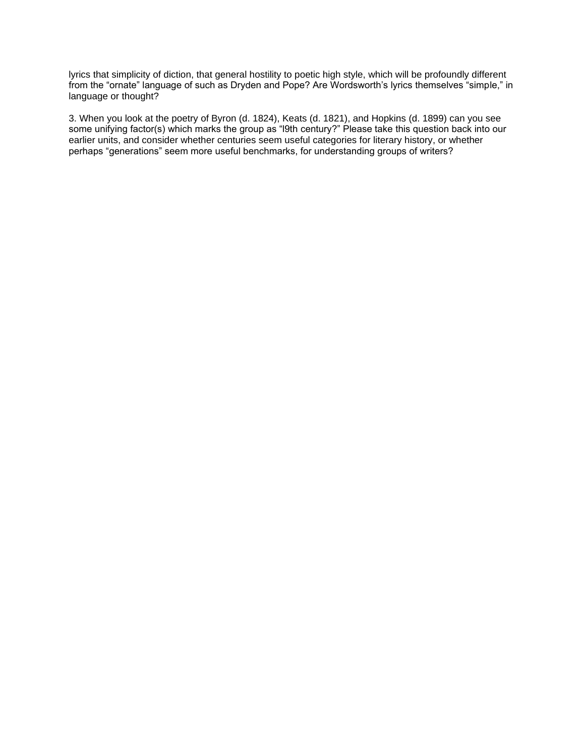lyrics that simplicity of diction, that general hostility to poetic high style, which will be profoundly different from the "ornate" language of such as Dryden and Pope? Are Wordsworth's lyrics themselves "simple," in language or thought?

3. When you look at the poetry of Byron (d. 1824), Keats (d. 1821), and Hopkins (d. 1899) can you see some unifying factor(s) which marks the group as "l9th century?" Please take this question back into our earlier units, and consider whether centuries seem useful categories for literary history, or whether perhaps "generations" seem more useful benchmarks, for understanding groups of writers?